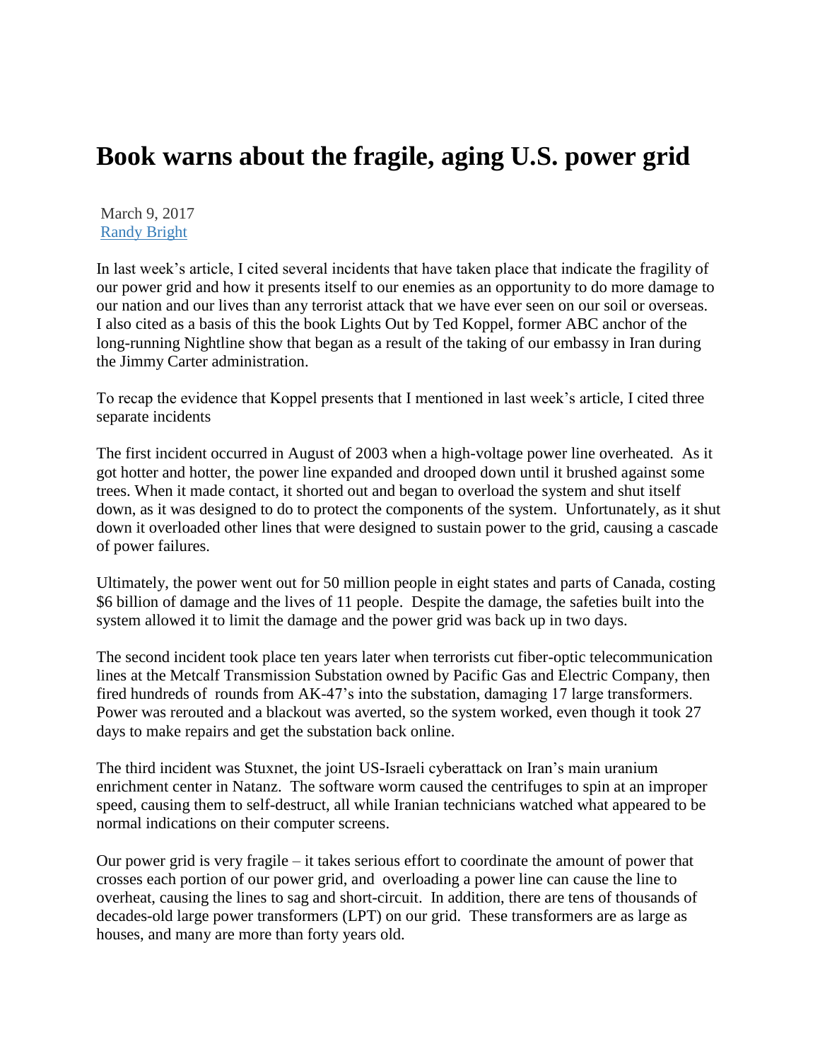# Book warns about the fragile, aging U.S. power grid

March 9, 2017
[Randy Bright]

In last week's article, I cited several incidents that have taken place that indicate the fragility of our power grid and how it presents itself to our enemies as an opportunity to do more damage to our nation and our lives than any terrorist attack that we have ever seen on our soil or overseas. I also cited as a basis of this the book Lights Out by Ted Koppel, former ABC anchor of the long-running Nightline show that began as a result of the taking of our embassy in Iran during the Jimmy Carter administration.

To recap the evidence that Koppel presents that I mentioned in last week's article, I cited three separate incidents

The first incident occurred in August of 2003 when a high-voltage power line overheated. As it got hotter and hotter, the power line expanded and drooped down until it brushed against some trees. When it made contact, it shorted out and began to overload the system and shut itself down, as it was designed to do to protect the components of the system. Unfortunately, as it shut down it overloaded other lines that were designed to sustain power to the grid, causing a cascade of power failures.

Ultimately, the power went out for 50 million people in eight states and parts of Canada, costing $6 billion of damage and the lives of 11 people. Despite the damage, the safeties built into the system allowed it to limit the damage and the power grid was back up in two days.

The second incident took place ten years later when terrorists cut fiber-optic telecommunication lines at the Metcalf Transmission Substation owned by Pacific Gas and Electric Company, then fired hundreds of rounds from AK-47's into the substation, damaging 17 large transformers. Power was rerouted and a blackout was averted, so the system worked, even though it took 27 days to make repairs and get the substation back online.

The third incident was Stuxnet, the joint US-Israeli cyberattack on Iran's main uranium enrichment center in Natanz. The software worm caused the centrifuges to spin at an improper speed, causing them to self-destruct, all while Iranian technicians watched what appeared to be normal indications on their computer screens.

Our power grid is very fragile – it takes serious effort to coordinate the amount of power that crosses each portion of our power grid, and overloading a power line can cause the line to overheat, causing the lines to sag and short-circuit. In addition, there are tens of thousands of decades-old large power transformers (LPT) on our grid. These transformers are as large as houses, and many are more than forty years old.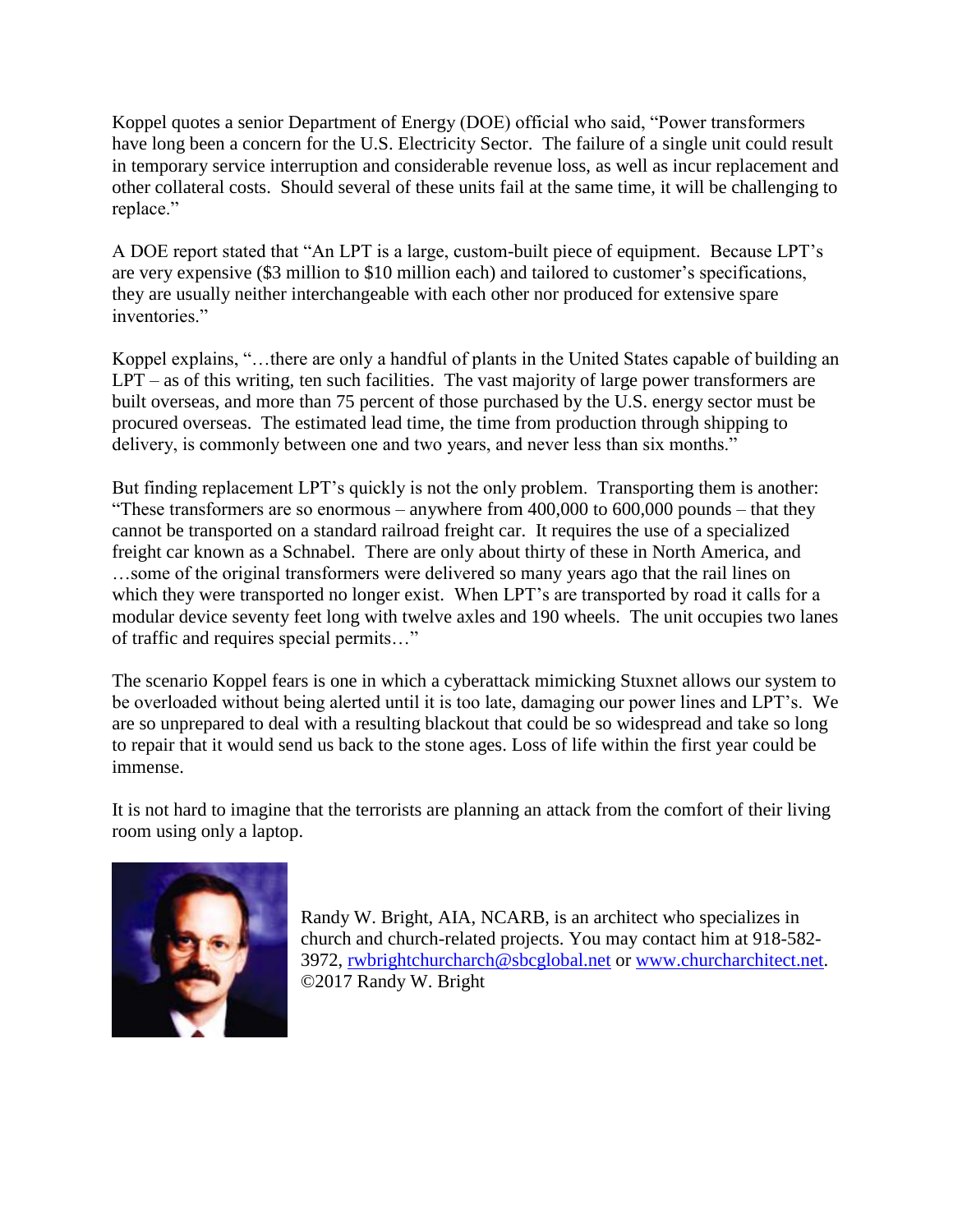Koppel quotes a senior Department of Energy (DOE) official who said, "Power transformers have long been a concern for the U.S. Electricity Sector. The failure of a single unit could result in temporary service interruption and considerable revenue loss, as well as incur replacement and other collateral costs. Should several of these units fail at the same time, it will be challenging to replace."

A DOE report stated that "An LPT is a large, custom-built piece of equipment. Because LPT's are very expensive ($3 million to $10 million each) and tailored to customer's specifications, they are usually neither interchangeable with each other nor produced for extensive spare inventories."

Koppel explains, "…there are only a handful of plants in the United States capable of building an LPT – as of this writing, ten such facilities. The vast majority of large power transformers are built overseas, and more than 75 percent of those purchased by the U.S. energy sector must be procured overseas. The estimated lead time, the time from production through shipping to delivery, is commonly between one and two years, and never less than six months."

But finding replacement LPT's quickly is not the only problem. Transporting them is another: "These transformers are so enormous – anywhere from 400,000 to 600,000 pounds – that they cannot be transported on a standard railroad freight car. It requires the use of a specialized freight car known as a Schnabel. There are only about thirty of these in North America, and …some of the original transformers were delivered so many years ago that the rail lines on which they were transported no longer exist. When LPT's are transported by road it calls for a modular device seventy feet long with twelve axles and 190 wheels. The unit occupies two lanes of traffic and requires special permits…"

The scenario Koppel fears is one in which a cyberattack mimicking Stuxnet allows our system to be overloaded without being alerted until it is too late, damaging our power lines and LPT's. We are so unprepared to deal with a resulting blackout that could be so widespread and take so long to repair that it would send us back to the stone ages. Loss of life within the first year could be immense.

It is not hard to imagine that the terrorists are planning an attack from the comfort of their living room using only a laptop.

Randy W. Bright, AIA, NCARB, is an architect who specializes in church and church-related projects. You may contact him at 918-582-3972, rwbrightchurcharch@sbcglobal.net or www.churcharchitect.net. ©2017 Randy W. Bright